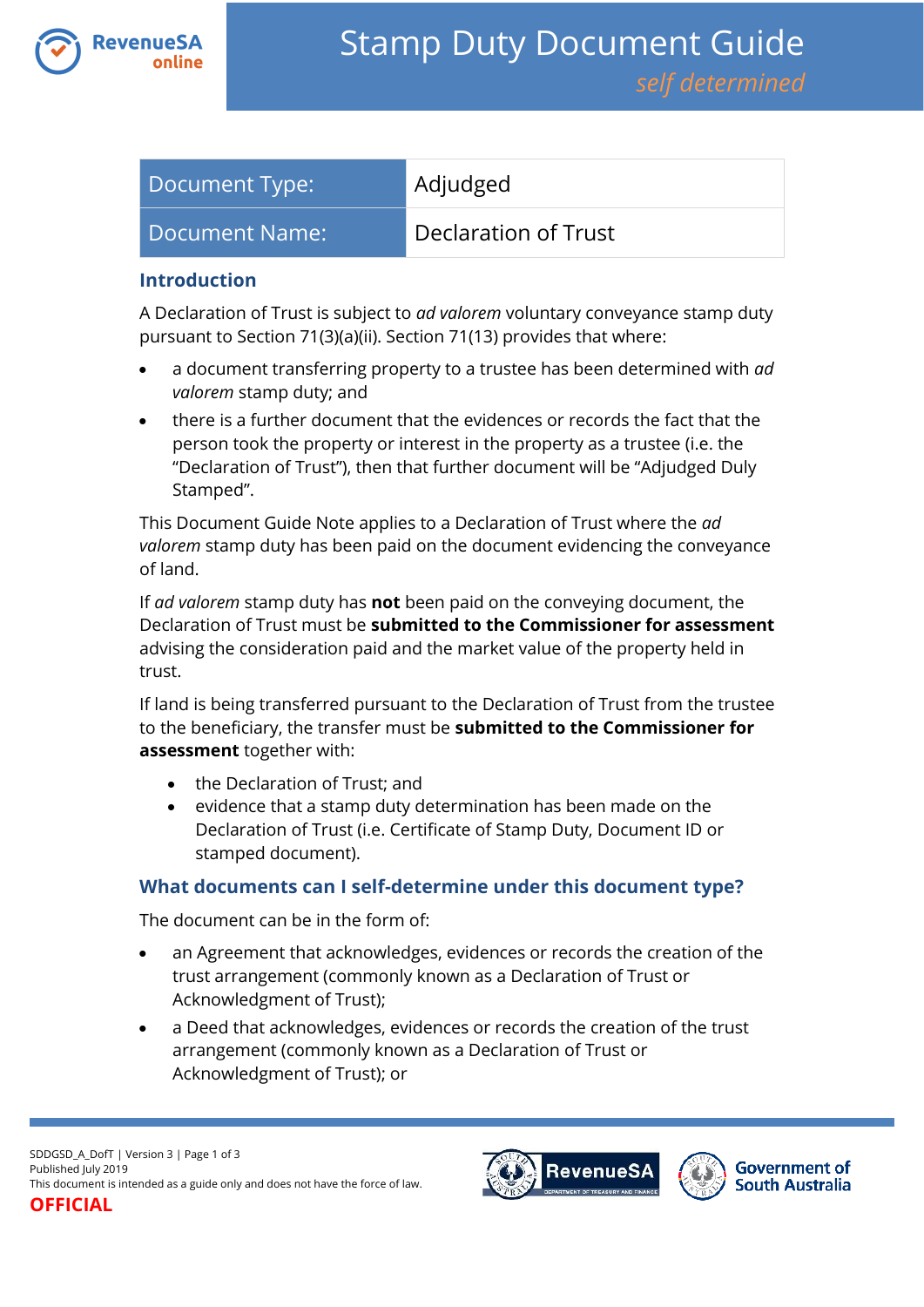# Stamp Duty Document Guide

*self determined*

| Document Type: | Adjudged |
|---|---|
| Document Name: | Declaration of Trust |

## Introduction

A Declaration of Trust is subject to *ad valorem* voluntary conveyance stamp duty pursuant to Section 71(3)(a)(ii). Section 71(13) provides that where:

- a document transferring property to a trustee has been determined with *ad valorem* stamp duty; and
- there is a further document that the evidences or records the fact that the person took the property or interest in the property as a trustee (i.e. the "Declaration of Trust"), then that further document will be "Adjudged Duly Stamped".

This Document Guide Note applies to a Declaration of Trust where the *ad valorem* stamp duty has been paid on the document evidencing the conveyance of land.

If *ad valorem* stamp duty has **not** been paid on the conveying document, the Declaration of Trust must be **submitted to the Commissioner for assessment** advising the consideration paid and the market value of the property held in trust.

If land is being transferred pursuant to the Declaration of Trust from the trustee to the beneficiary, the transfer must be **submitted to the Commissioner for assessment** together with:

- the Declaration of Trust; and
- evidence that a stamp duty determination has been made on the Declaration of Trust (i.e. Certificate of Stamp Duty, Document ID or stamped document).

## What documents can I self-determine under this document type?

The document can be in the form of:

- an Agreement that acknowledges, evidences or records the creation of the trust arrangement (commonly known as a Declaration of Trust or Acknowledgment of Trust);
- a Deed that acknowledges, evidences or records the creation of the trust arrangement (commonly known as a Declaration of Trust or Acknowledgment of Trust); or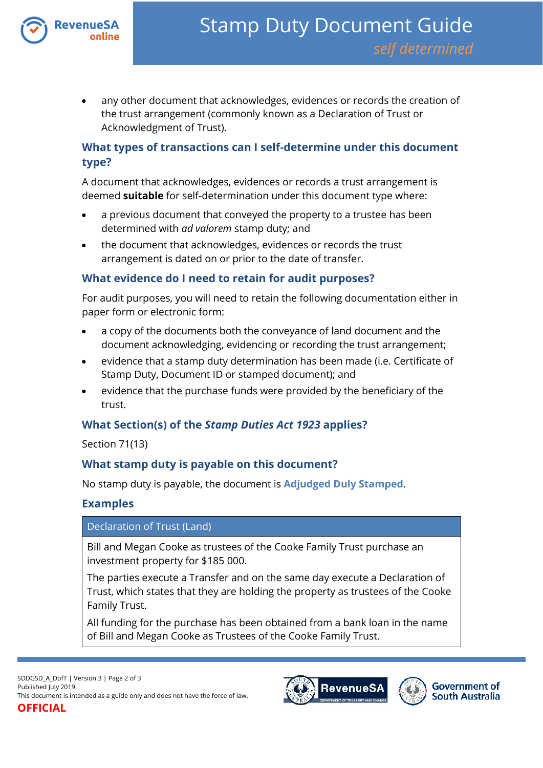- any other document that acknowledges, evidences or records the creation of the trust arrangement (commonly known as a Declaration of Trust or Acknowledgment of Trust).

## What types of transactions can I self-determine under this document type?

A document that acknowledges, evidences or records a trust arrangement is deemed **suitable** for self-determination under this document type where:

- a previous document that conveyed the property to a trustee has been determined with *ad valorem* stamp duty; and
- the document that acknowledges, evidences or records the trust arrangement is dated on or prior to the date of transfer.

## What evidence do I need to retain for audit purposes?

For audit purposes, you will need to retain the following documentation either in paper form or electronic form:

- a copy of the documents both the conveyance of land document and the document acknowledging, evidencing or recording the trust arrangement;
- evidence that a stamp duty determination has been made (i.e. Certificate of Stamp Duty, Document ID or stamped document); and
- evidence that the purchase funds were provided by the beneficiary of the trust.

## What Section(s) of the *Stamp Duties Act 1923* applies?

Section 71(13)

## What stamp duty is payable on this document?

No stamp duty is payable, the document is **Adjudged Duly Stamped**.

## Examples

| Declaration of Trust (Land) |
| --- |
| Bill and Megan Cooke as trustees of the Cooke Family Trust purchase an investment property for $185 000.<br><br>The parties execute a Transfer and on the same day execute a Declaration of Trust, which states that they are holding the property as trustees of the Cooke Family Trust.<br><br>All funding for the purchase has been obtained from a bank loan in the name of Bill and Megan Cooke as Trustees of the Cooke Family Trust. |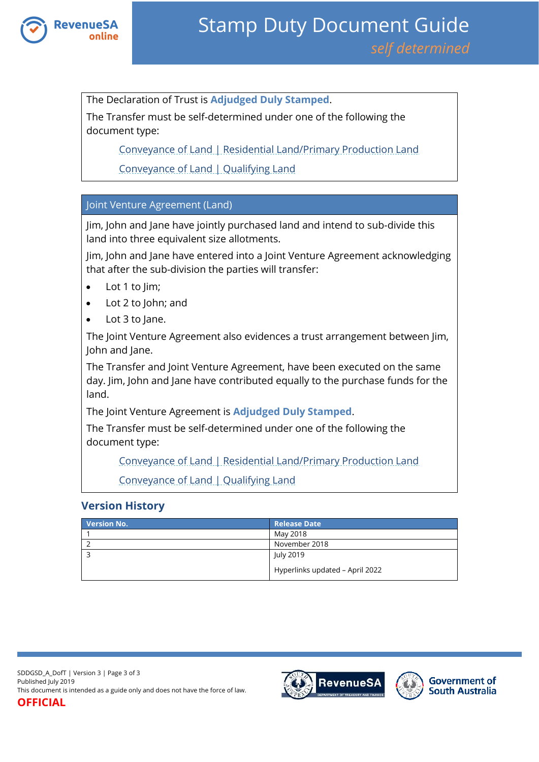The Declaration of Trust is **Adjudged Duly Stamped**.

The Transfer must be self-determined under one of the following the document type:

Conveyance of Land | Residential Land/Primary Production Land

Conveyance of Land | Qualifying Land

## Joint Venture Agreement (Land)

Jim, John and Jane have jointly purchased land and intend to sub-divide this land into three equivalent size allotments.

Jim, John and Jane have entered into a Joint Venture Agreement acknowledging that after the sub-division the parties will transfer:

- Lot 1 to Jim;
- Lot 2 to John; and
- Lot 3 to Jane.

The Joint Venture Agreement also evidences a trust arrangement between Jim, John and Jane.

The Transfer and Joint Venture Agreement, have been executed on the same day. Jim, John and Jane have contributed equally to the purchase funds for the land.

The Joint Venture Agreement is **Adjudged Duly Stamped**.

The Transfer must be self-determined under one of the following the document type:

Conveyance of Land | Residential Land/Primary Production Land

Conveyance of Land | Qualifying Land

## Version History

| Version No. | Release Date |
|---|---|
| 1 | May 2018 |
| 2 | November 2018 |
| 3 | July 2019<br><br>Hyperlinks updated – April 2022 |

SDDGSD_A_DofT | Version 3
Published July 2019
This document is intended as a guide only and does not have the force of law.
**OFFICIAL**